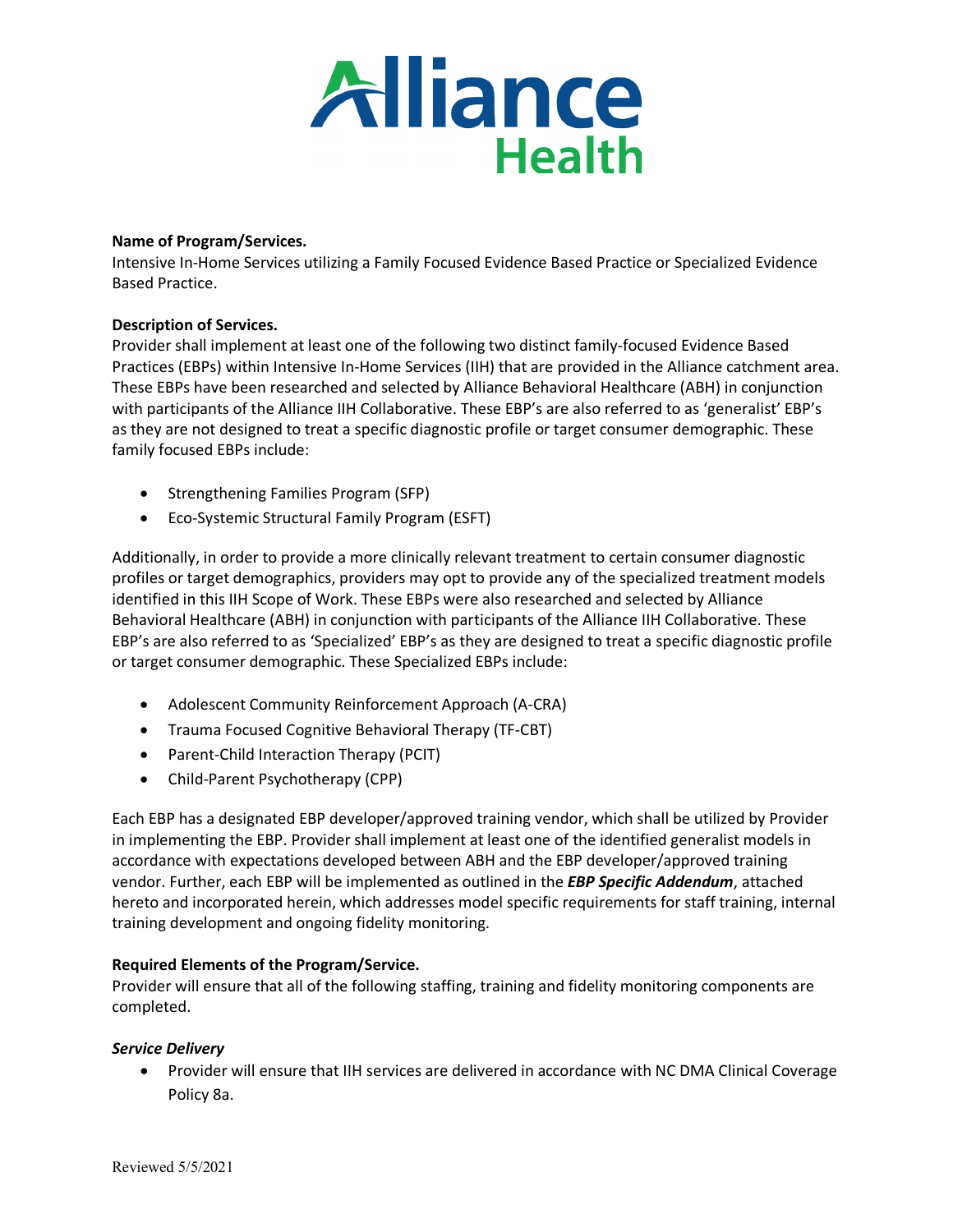**Name of Program/Services.**
Intensive In-Home Services utilizing a Family Focused Evidence Based Practice or Specialized Evidence Based Practice.

**Description of Services.**
Provider shall implement at least one of the following two distinct family-focused Evidence Based Practices (EBPs) within Intensive In-Home Services (IIH) that are provided in the Alliance catchment area. These EBPs have been researched and selected by Alliance Behavioral Healthcare (ABH) in conjunction with participants of the Alliance IIH Collaborative. These EBP's are also referred to as 'generalist' EBP's as they are not designed to treat a specific diagnostic profile or target consumer demographic. These family focused EBPs include:

- Strengthening Families Program (SFP)
- Eco-Systemic Structural Family Program (ESFT)

Additionally, in order to provide a more clinically relevant treatment to certain consumer diagnostic profiles or target demographics, providers may opt to provide any of the specialized treatment models identified in this IIH Scope of Work. These EBPs were also researched and selected by Alliance Behavioral Healthcare (ABH) in conjunction with participants of the Alliance IIH Collaborative. These EBP's are also referred to as 'Specialized' EBP's as they are designed to treat a specific diagnostic profile or target consumer demographic. These Specialized EBPs include:

- Adolescent Community Reinforcement Approach (A-CRA)
- Trauma Focused Cognitive Behavioral Therapy (TF-CBT)
- Parent-Child Interaction Therapy (PCIT)
- Child-Parent Psychotherapy (CPP)

Each EBP has a designated EBP developer/approved training vendor, which shall be utilized by Provider in implementing the EBP. Provider shall implement at least one of the identified generalist models in accordance with expectations developed between ABH and the EBP developer/approved training vendor. Further, each EBP will be implemented as outlined in the ***EBP Specific Addendum***, attached hereto and incorporated herein, which addresses model specific requirements for staff training, internal training development and ongoing fidelity monitoring.

**Required Elements of the Program/Service.**
Provider will ensure that all of the following staffing, training and fidelity monitoring components are completed.

***Service Delivery***

- Provider will ensure that IIH services are delivered in accordance with NC DMA Clinical Coverage Policy 8a.

Reviewed 5/5/2021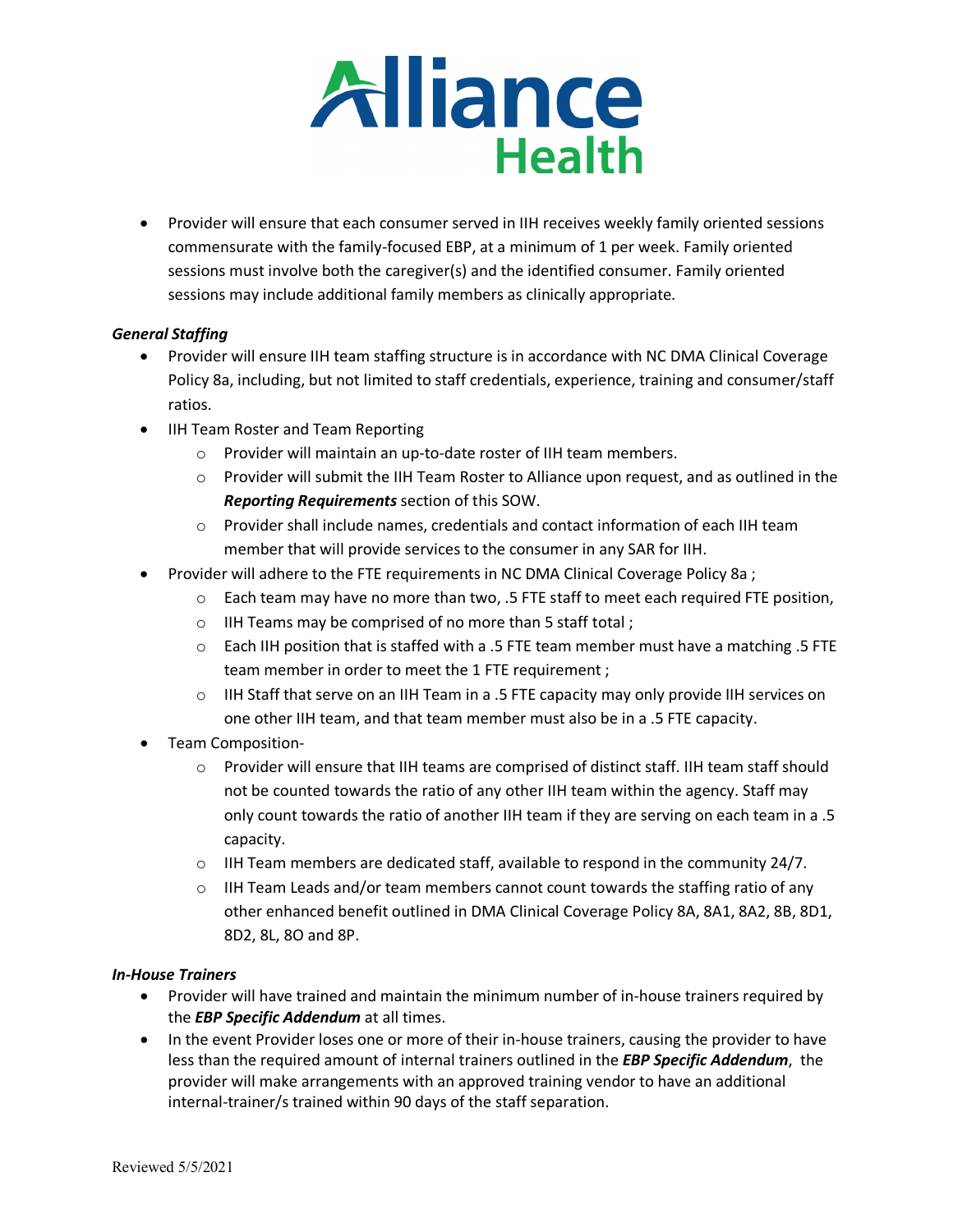- Provider will ensure that each consumer served in IIH receives weekly family oriented sessions commensurate with the family-focused EBP, at a minimum of 1 per week. Family oriented sessions must involve both the caregiver(s) and the identified consumer. Family oriented sessions may include additional family members as clinically appropriate.

***General Staffing***

- Provider will ensure IIH team staffing structure is in accordance with NC DMA Clinical Coverage Policy 8a, including, but not limited to staff credentials, experience, training and consumer/staff ratios.
- IIH Team Roster and Team Reporting
  - Provider will maintain an up-to-date roster of IIH team members.
  - Provider will submit the IIH Team Roster to Alliance upon request, and as outlined in the ***Reporting Requirements*** section of this SOW.
  - Provider shall include names, credentials and contact information of each IIH team member that will provide services to the consumer in any SAR for IIH.
- Provider will adhere to the FTE requirements in NC DMA Clinical Coverage Policy 8a ;
  - Each team may have no more than two, .5 FTE staff to meet each required FTE position,
  - IIH Teams may be comprised of no more than 5 staff total ;
  - Each IIH position that is staffed with a .5 FTE team member must have a matching .5 FTE team member in order to meet the 1 FTE requirement ;
  - IIH Staff that serve on an IIH Team in a .5 FTE capacity may only provide IIH services on one other IIH team, and that team member must also be in a .5 FTE capacity.
- Team Composition-
  - Provider will ensure that IIH teams are comprised of distinct staff. IIH team staff should not be counted towards the ratio of any other IIH team within the agency. Staff may only count towards the ratio of another IIH team if they are serving on each team in a .5 capacity.
  - IIH Team members are dedicated staff, available to respond in the community 24/7.
  - IIH Team Leads and/or team members cannot count towards the staffing ratio of any other enhanced benefit outlined in DMA Clinical Coverage Policy 8A, 8A1, 8A2, 8B, 8D1, 8D2, 8L, 8O and 8P.

***In-House Trainers***

- Provider will have trained and maintain the minimum number of in-house trainers required by the ***EBP Specific Addendum*** at all times.
- In the event Provider loses one or more of their in-house trainers, causing the provider to have less than the required amount of internal trainers outlined in the ***EBP Specific Addendum***, the provider will make arrangements with an approved training vendor to have an additional internal-trainer/s trained within 90 days of the staff separation.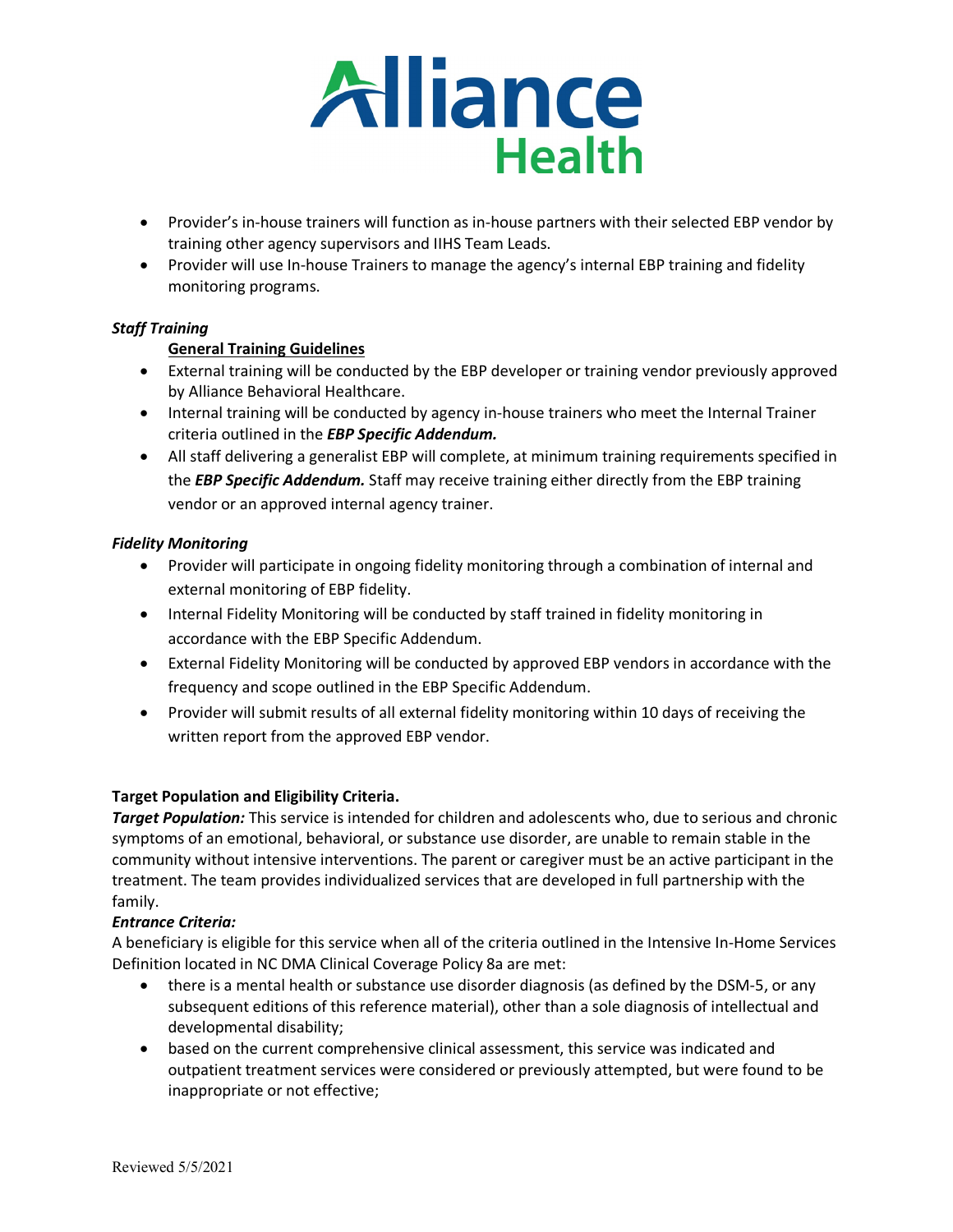- Provider's in-house trainers will function as in-house partners with their selected EBP vendor by training other agency supervisors and IIHS Team Leads.
- Provider will use In-house Trainers to manage the agency's internal EBP training and fidelity monitoring programs.

***Staff Training***

**General Training Guidelines**

- External training will be conducted by the EBP developer or training vendor previously approved by Alliance Behavioral Healthcare.
- Internal training will be conducted by agency in-house trainers who meet the Internal Trainer criteria outlined in the ***EBP Specific Addendum.***
- All staff delivering a generalist EBP will complete, at minimum training requirements specified in the ***EBP Specific Addendum.*** Staff may receive training either directly from the EBP training vendor or an approved internal agency trainer.

***Fidelity Monitoring***

- Provider will participate in ongoing fidelity monitoring through a combination of internal and external monitoring of EBP fidelity.
- Internal Fidelity Monitoring will be conducted by staff trained in fidelity monitoring in accordance with the EBP Specific Addendum.
- External Fidelity Monitoring will be conducted by approved EBP vendors in accordance with the frequency and scope outlined in the EBP Specific Addendum.
- Provider will submit results of all external fidelity monitoring within 10 days of receiving the written report from the approved EBP vendor.

**Target Population and Eligibility Criteria.**

***Target Population:*** This service is intended for children and adolescents who, due to serious and chronic symptoms of an emotional, behavioral, or substance use disorder, are unable to remain stable in the community without intensive interventions. The parent or caregiver must be an active participant in the treatment. The team provides individualized services that are developed in full partnership with the family.

***Entrance Criteria:***

A beneficiary is eligible for this service when all of the criteria outlined in the Intensive In-Home Services Definition located in NC DMA Clinical Coverage Policy 8a are met:

- there is a mental health or substance use disorder diagnosis (as defined by the DSM-5, or any subsequent editions of this reference material), other than a sole diagnosis of intellectual and developmental disability;
- based on the current comprehensive clinical assessment, this service was indicated and outpatient treatment services were considered or previously attempted, but were found to be inappropriate or not effective;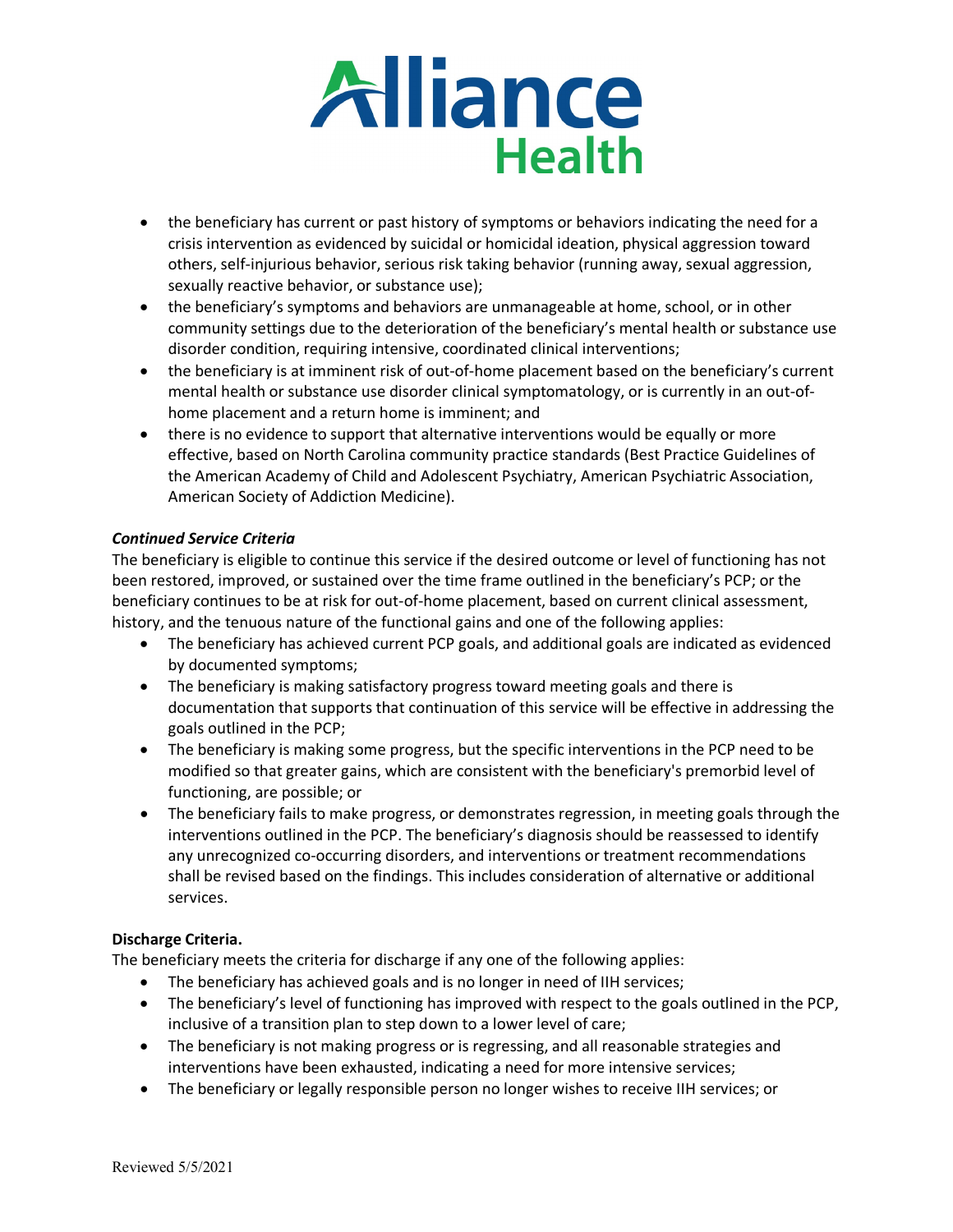- the beneficiary has current or past history of symptoms or behaviors indicating the need for a crisis intervention as evidenced by suicidal or homicidal ideation, physical aggression toward others, self-injurious behavior, serious risk taking behavior (running away, sexual aggression, sexually reactive behavior, or substance use);
- the beneficiary's symptoms and behaviors are unmanageable at home, school, or in other community settings due to the deterioration of the beneficiary's mental health or substance use disorder condition, requiring intensive, coordinated clinical interventions;
- the beneficiary is at imminent risk of out-of-home placement based on the beneficiary's current mental health or substance use disorder clinical symptomatology, or is currently in an out-of-home placement and a return home is imminent; and
- there is no evidence to support that alternative interventions would be equally or more effective, based on North Carolina community practice standards (Best Practice Guidelines of the American Academy of Child and Adolescent Psychiatry, American Psychiatric Association, American Society of Addiction Medicine).

***Continued Service Criteria***

The beneficiary is eligible to continue this service if the desired outcome or level of functioning has not been restored, improved, or sustained over the time frame outlined in the beneficiary's PCP; or the beneficiary continues to be at risk for out-of-home placement, based on current clinical assessment, history, and the tenuous nature of the functional gains and one of the following applies:

- The beneficiary has achieved current PCP goals, and additional goals are indicated as evidenced by documented symptoms;
- The beneficiary is making satisfactory progress toward meeting goals and there is documentation that supports that continuation of this service will be effective in addressing the goals outlined in the PCP;
- The beneficiary is making some progress, but the specific interventions in the PCP need to be modified so that greater gains, which are consistent with the beneficiary's premorbid level of functioning, are possible; or
- The beneficiary fails to make progress, or demonstrates regression, in meeting goals through the interventions outlined in the PCP. The beneficiary's diagnosis should be reassessed to identify any unrecognized co-occurring disorders, and interventions or treatment recommendations shall be revised based on the findings. This includes consideration of alternative or additional services.

**Discharge Criteria.**

The beneficiary meets the criteria for discharge if any one of the following applies:

- The beneficiary has achieved goals and is no longer in need of IIH services;
- The beneficiary's level of functioning has improved with respect to the goals outlined in the PCP, inclusive of a transition plan to step down to a lower level of care;
- The beneficiary is not making progress or is regressing, and all reasonable strategies and interventions have been exhausted, indicating a need for more intensive services;
- The beneficiary or legally responsible person no longer wishes to receive IIH services; or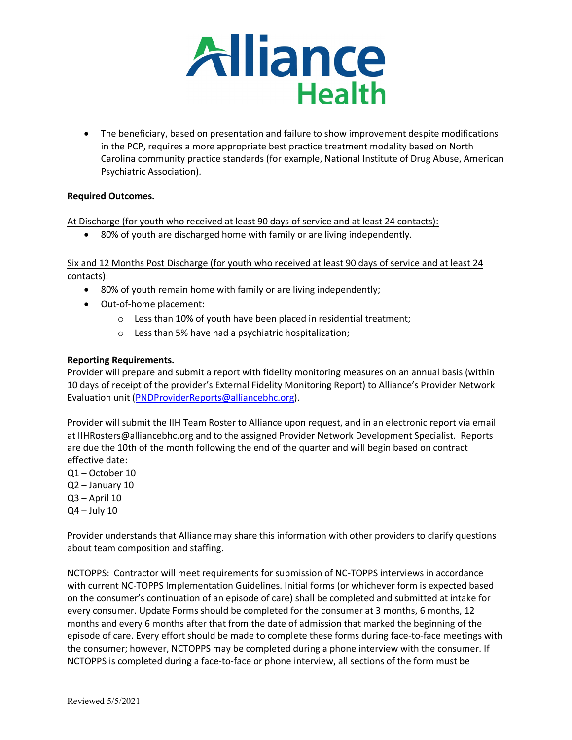- The beneficiary, based on presentation and failure to show improvement despite modifications in the PCP, requires a more appropriate best practice treatment modality based on North Carolina community practice standards (for example, National Institute of Drug Abuse, American Psychiatric Association).

**Required Outcomes.**

At Discharge (for youth who received at least 90 days of service and at least 24 contacts):

- 80% of youth are discharged home with family or are living independently.

Six and 12 Months Post Discharge (for youth who received at least 90 days of service and at least 24 contacts):

- 80% of youth remain home with family or are living independently;
- Out-of-home placement:
  - Less than 10% of youth have been placed in residential treatment;
  - Less than 5% have had a psychiatric hospitalization;

**Reporting Requirements.**

Provider will prepare and submit a report with fidelity monitoring measures on an annual basis (within 10 days of receipt of the provider's External Fidelity Monitoring Report) to Alliance's Provider Network Evaluation unit (PNDProviderReports@alliancebhc.org).

Provider will submit the IIH Team Roster to Alliance upon request, and in an electronic report via email at IIHRosters@alliancebhc.org and to the assigned Provider Network Development Specialist. Reports are due the 10th of the month following the end of the quarter and will begin based on contract effective date:

Q1 – October 10
Q2 – January 10
Q3 – April 10
Q4 – July 10

Provider understands that Alliance may share this information with other providers to clarify questions about team composition and staffing.

NCTOPPS: Contractor will meet requirements for submission of NC-TOPPS interviews in accordance with current NC-TOPPS Implementation Guidelines. Initial forms (or whichever form is expected based on the consumer's continuation of an episode of care) shall be completed and submitted at intake for every consumer. Update Forms should be completed for the consumer at 3 months, 6 months, 12 months and every 6 months after that from the date of admission that marked the beginning of the episode of care. Every effort should be made to complete these forms during face-to-face meetings with the consumer; however, NCTOPPS may be completed during a phone interview with the consumer. If NCTOPPS is completed during a face-to-face or phone interview, all sections of the form must be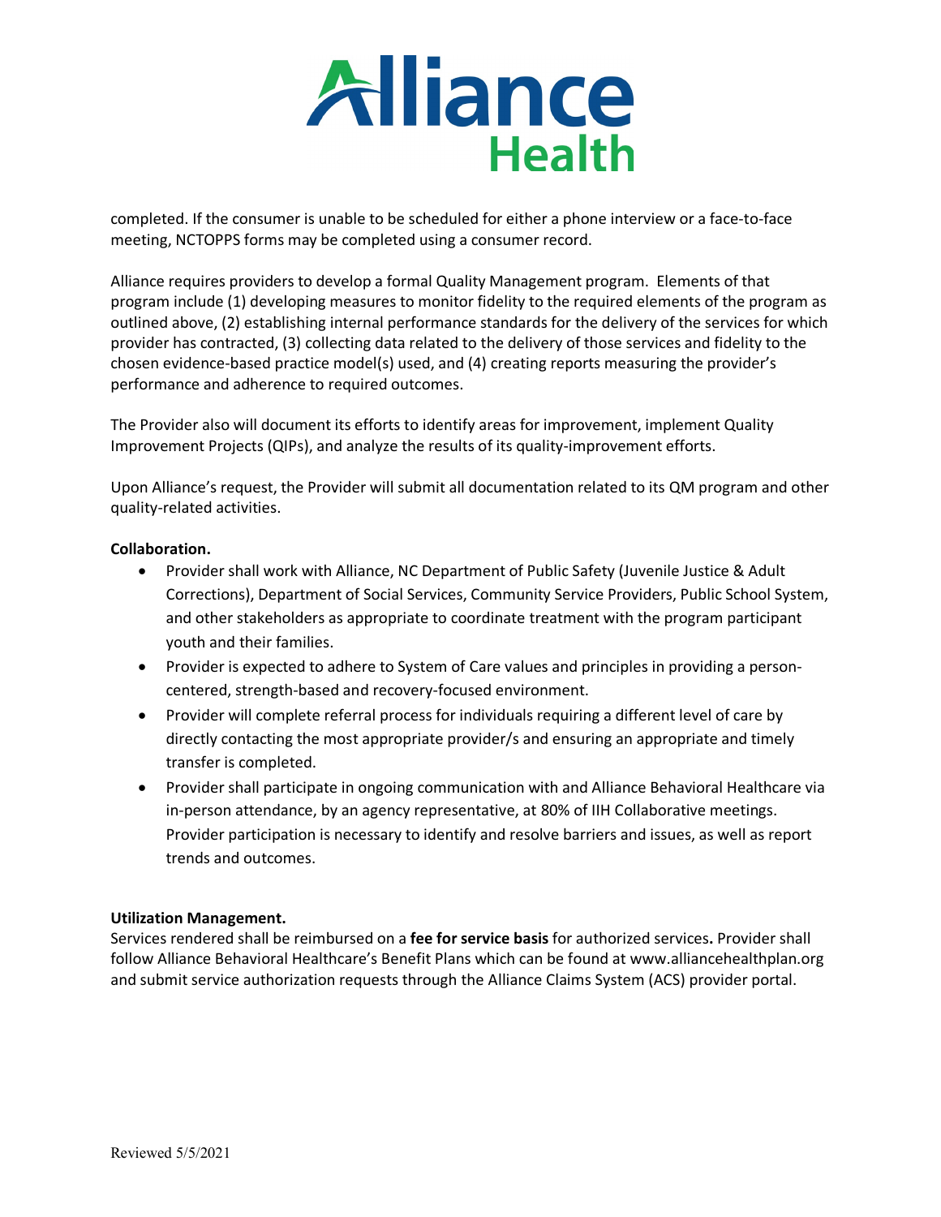completed. If the consumer is unable to be scheduled for either a phone interview or a face-to-face meeting, NCTOPPS forms may be completed using a consumer record.

Alliance requires providers to develop a formal Quality Management program. Elements of that program include (1) developing measures to monitor fidelity to the required elements of the program as outlined above, (2) establishing internal performance standards for the delivery of the services for which provider has contracted, (3) collecting data related to the delivery of those services and fidelity to the chosen evidence-based practice model(s) used, and (4) creating reports measuring the provider's performance and adherence to required outcomes.

The Provider also will document its efforts to identify areas for improvement, implement Quality Improvement Projects (QIPs), and analyze the results of its quality-improvement efforts.

Upon Alliance's request, the Provider will submit all documentation related to its QM program and other quality-related activities.

**Collaboration.**

- Provider shall work with Alliance, NC Department of Public Safety (Juvenile Justice & Adult Corrections), Department of Social Services, Community Service Providers, Public School System, and other stakeholders as appropriate to coordinate treatment with the program participant youth and their families.
- Provider is expected to adhere to System of Care values and principles in providing a person-centered, strength-based and recovery-focused environment.
- Provider will complete referral process for individuals requiring a different level of care by directly contacting the most appropriate provider/s and ensuring an appropriate and timely transfer is completed.
- Provider shall participate in ongoing communication with and Alliance Behavioral Healthcare via in-person attendance, by an agency representative, at 80% of IIH Collaborative meetings. Provider participation is necessary to identify and resolve barriers and issues, as well as report trends and outcomes.

**Utilization Management.**

Services rendered shall be reimbursed on a **fee for service basis** for authorized services**.** Provider shall follow Alliance Behavioral Healthcare's Benefit Plans which can be found at www.alliancehealthplan.org and submit service authorization requests through the Alliance Claims System (ACS) provider portal.

Reviewed 5/5/2021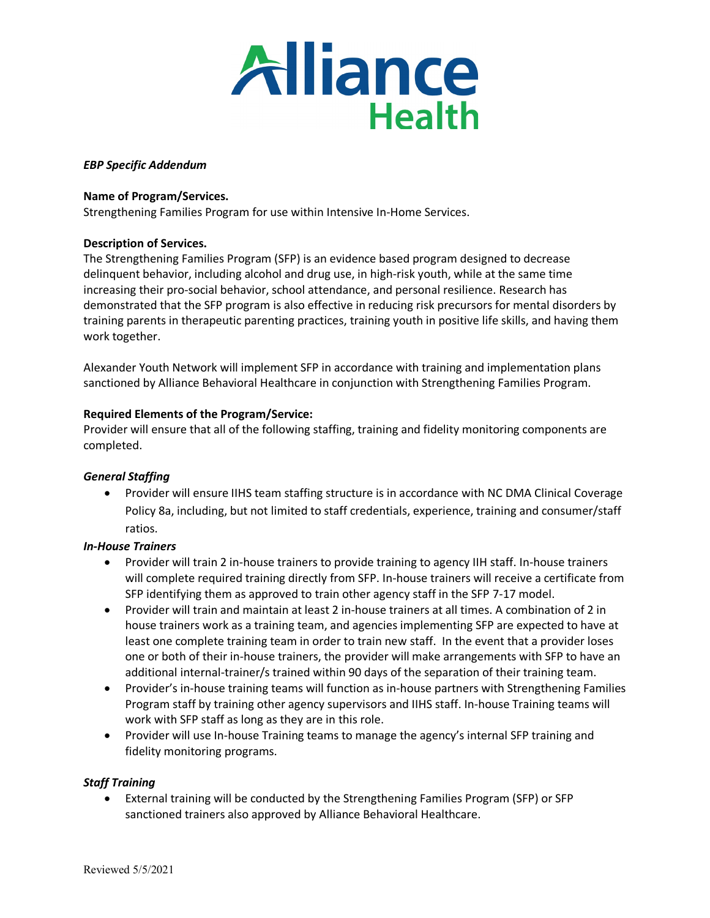Alliance Health

***EBP Specific Addendum***

**Name of Program/Services.**
Strengthening Families Program for use within Intensive In-Home Services.

**Description of Services.**
The Strengthening Families Program (SFP) is an evidence based program designed to decrease delinquent behavior, including alcohol and drug use, in high-risk youth, while at the same time increasing their pro-social behavior, school attendance, and personal resilience. Research has demonstrated that the SFP program is also effective in reducing risk precursors for mental disorders by training parents in therapeutic parenting practices, training youth in positive life skills, and having them work together.

Alexander Youth Network will implement SFP in accordance with training and implementation plans sanctioned by Alliance Behavioral Healthcare in conjunction with Strengthening Families Program.

**Required Elements of the Program/Service:**
Provider will ensure that all of the following staffing, training and fidelity monitoring components are completed.

***General Staffing***

- Provider will ensure IIHS team staffing structure is in accordance with NC DMA Clinical Coverage Policy 8a, including, but not limited to staff credentials, experience, training and consumer/staff ratios.

***In-House Trainers***

- Provider will train 2 in-house trainers to provide training to agency IIH staff. In-house trainers will complete required training directly from SFP. In-house trainers will receive a certificate from SFP identifying them as approved to train other agency staff in the SFP 7-17 model.
- Provider will train and maintain at least 2 in-house trainers at all times. A combination of 2 in house trainers work as a training team, and agencies implementing SFP are expected to have at least one complete training team in order to train new staff. In the event that a provider loses one or both of their in-house trainers, the provider will make arrangements with SFP to have an additional internal-trainer/s trained within 90 days of the separation of their training team.
- Provider's in-house training teams will function as in-house partners with Strengthening Families Program staff by training other agency supervisors and IIHS staff. In-house Training teams will work with SFP staff as long as they are in this role.
- Provider will use In-house Training teams to manage the agency's internal SFP training and fidelity monitoring programs.

***Staff Training***

- External training will be conducted by the Strengthening Families Program (SFP) or SFP sanctioned trainers also approved by Alliance Behavioral Healthcare.

Reviewed 5/5/2021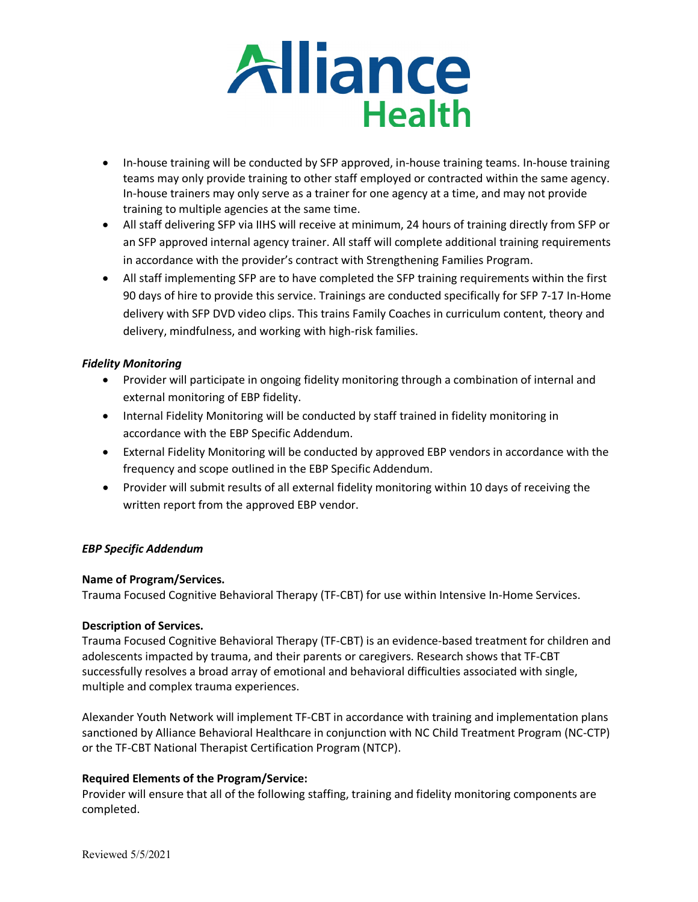- In-house training will be conducted by SFP approved, in-house training teams. In-house training teams may only provide training to other staff employed or contracted within the same agency. In-house trainers may only serve as a trainer for one agency at a time, and may not provide training to multiple agencies at the same time.
- All staff delivering SFP via IIHS will receive at minimum, 24 hours of training directly from SFP or an SFP approved internal agency trainer. All staff will complete additional training requirements in accordance with the provider's contract with Strengthening Families Program.
- All staff implementing SFP are to have completed the SFP training requirements within the first 90 days of hire to provide this service. Trainings are conducted specifically for SFP 7-17 In-Home delivery with SFP DVD video clips. This trains Family Coaches in curriculum content, theory and delivery, mindfulness, and working with high-risk families.

***Fidelity Monitoring***

- Provider will participate in ongoing fidelity monitoring through a combination of internal and external monitoring of EBP fidelity.
- Internal Fidelity Monitoring will be conducted by staff trained in fidelity monitoring in accordance with the EBP Specific Addendum.
- External Fidelity Monitoring will be conducted by approved EBP vendors in accordance with the frequency and scope outlined in the EBP Specific Addendum.
- Provider will submit results of all external fidelity monitoring within 10 days of receiving the written report from the approved EBP vendor.

***EBP Specific Addendum***

**Name of Program/Services.**
Trauma Focused Cognitive Behavioral Therapy (TF-CBT) for use within Intensive In-Home Services.

**Description of Services.**
Trauma Focused Cognitive Behavioral Therapy (TF-CBT) is an evidence-based treatment for children and adolescents impacted by trauma, and their parents or caregivers. Research shows that TF-CBT successfully resolves a broad array of emotional and behavioral difficulties associated with single, multiple and complex trauma experiences.

Alexander Youth Network will implement TF-CBT in accordance with training and implementation plans sanctioned by Alliance Behavioral Healthcare in conjunction with NC Child Treatment Program (NC-CTP) or the TF-CBT National Therapist Certification Program (NTCP).

**Required Elements of the Program/Service:**
Provider will ensure that all of the following staffing, training and fidelity monitoring components are completed.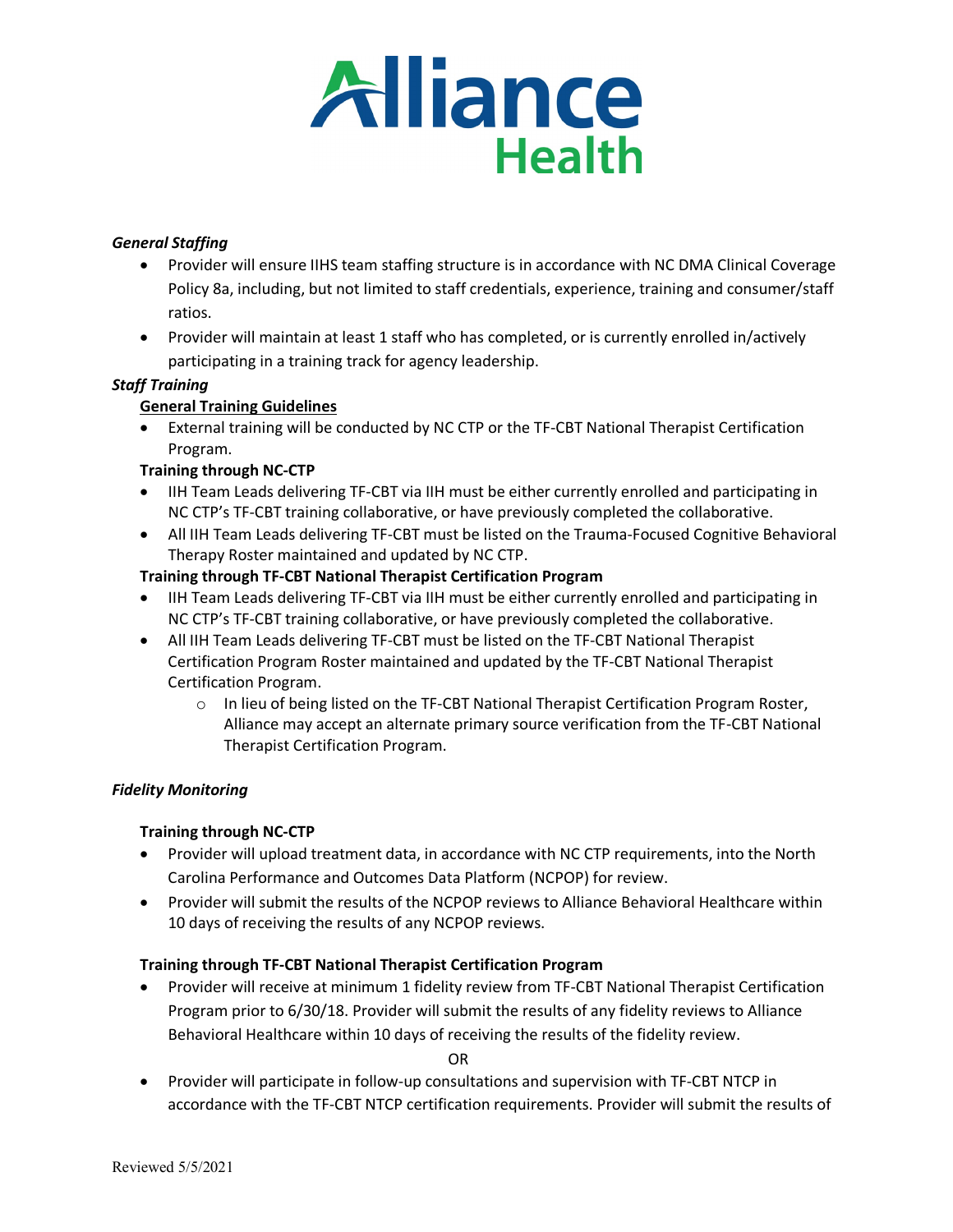*General Staffing*

- Provider will ensure IIHS team staffing structure is in accordance with NC DMA Clinical Coverage Policy 8a, including, but not limited to staff credentials, experience, training and consumer/staff ratios.
- Provider will maintain at least 1 staff who has completed, or is currently enrolled in/actively participating in a training track for agency leadership.

*Staff Training*

**General Training Guidelines**

- External training will be conducted by NC CTP or the TF-CBT National Therapist Certification Program.

**Training through NC-CTP**

- IIH Team Leads delivering TF-CBT via IIH must be either currently enrolled and participating in NC CTP's TF-CBT training collaborative, or have previously completed the collaborative.
- All IIH Team Leads delivering TF-CBT must be listed on the Trauma-Focused Cognitive Behavioral Therapy Roster maintained and updated by NC CTP.

**Training through TF-CBT National Therapist Certification Program**

- IIH Team Leads delivering TF-CBT via IIH must be either currently enrolled and participating in NC CTP's TF-CBT training collaborative, or have previously completed the collaborative.
- All IIH Team Leads delivering TF-CBT must be listed on the TF-CBT National Therapist Certification Program Roster maintained and updated by the TF-CBT National Therapist Certification Program.
    - In lieu of being listed on the TF-CBT National Therapist Certification Program Roster, Alliance may accept an alternate primary source verification from the TF-CBT National Therapist Certification Program.

*Fidelity Monitoring*

**Training through NC-CTP**

- Provider will upload treatment data, in accordance with NC CTP requirements, into the North Carolina Performance and Outcomes Data Platform (NCPOP) for review.
- Provider will submit the results of the NCPOP reviews to Alliance Behavioral Healthcare within 10 days of receiving the results of any NCPOP reviews.

**Training through TF-CBT National Therapist Certification Program**

- Provider will receive at minimum 1 fidelity review from TF-CBT National Therapist Certification Program prior to 6/30/18. Provider will submit the results of any fidelity reviews to Alliance Behavioral Healthcare within 10 days of receiving the results of the fidelity review.

OR

- Provider will participate in follow-up consultations and supervision with TF-CBT NTCP in accordance with the TF-CBT NTCP certification requirements. Provider will submit the results of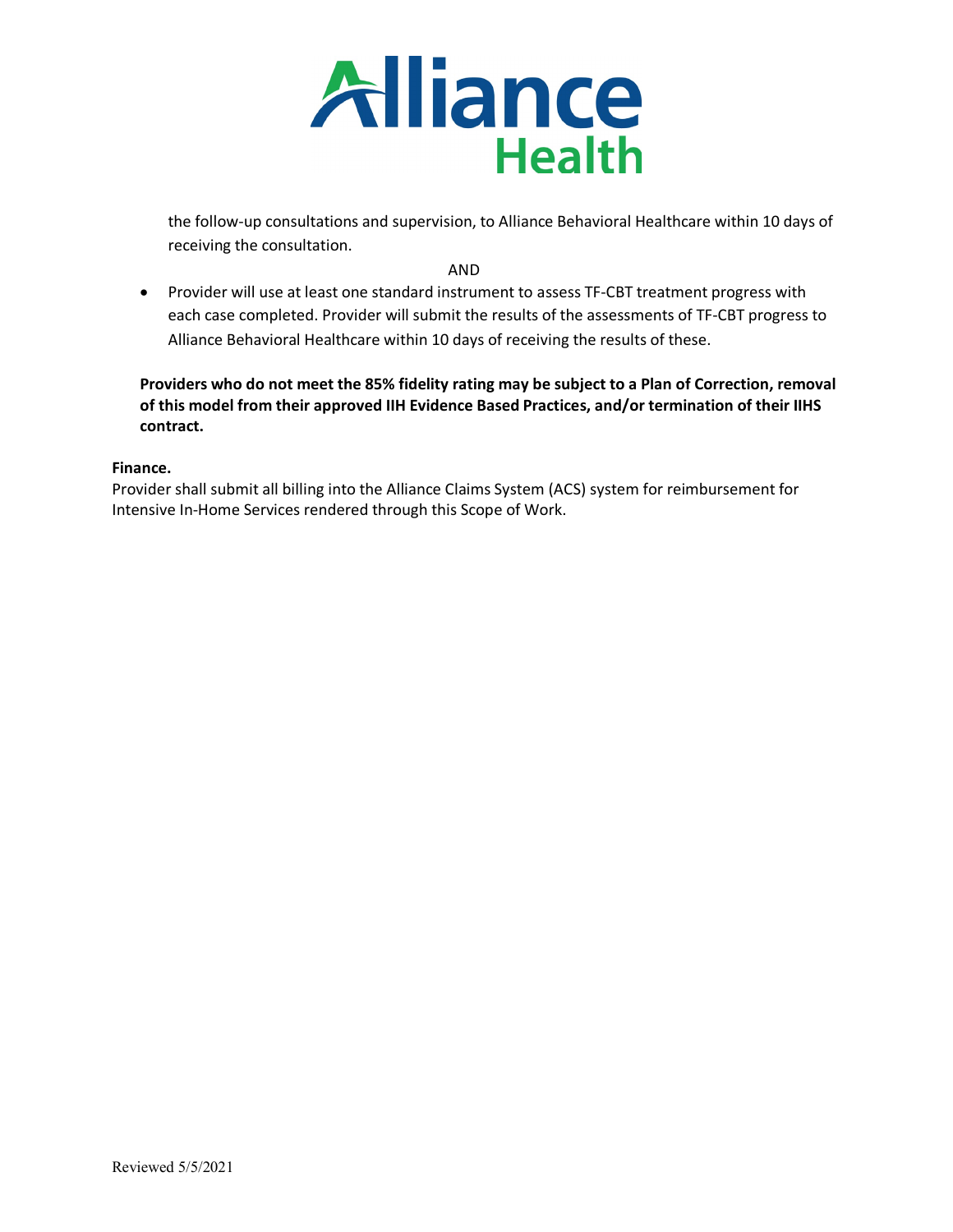the follow-up consultations and supervision, to Alliance Behavioral Healthcare within 10 days of receiving the consultation.

AND

- Provider will use at least one standard instrument to assess TF-CBT treatment progress with each case completed. Provider will submit the results of the assessments of TF-CBT progress to Alliance Behavioral Healthcare within 10 days of receiving the results of these.

**Providers who do not meet the 85% fidelity rating may be subject to a Plan of Correction, removal of this model from their approved IIH Evidence Based Practices, and/or termination of their IIHS contract.**

**Finance.**

Provider shall submit all billing into the Alliance Claims System (ACS) system for reimbursement for Intensive In-Home Services rendered through this Scope of Work.

Reviewed 5/5/2021